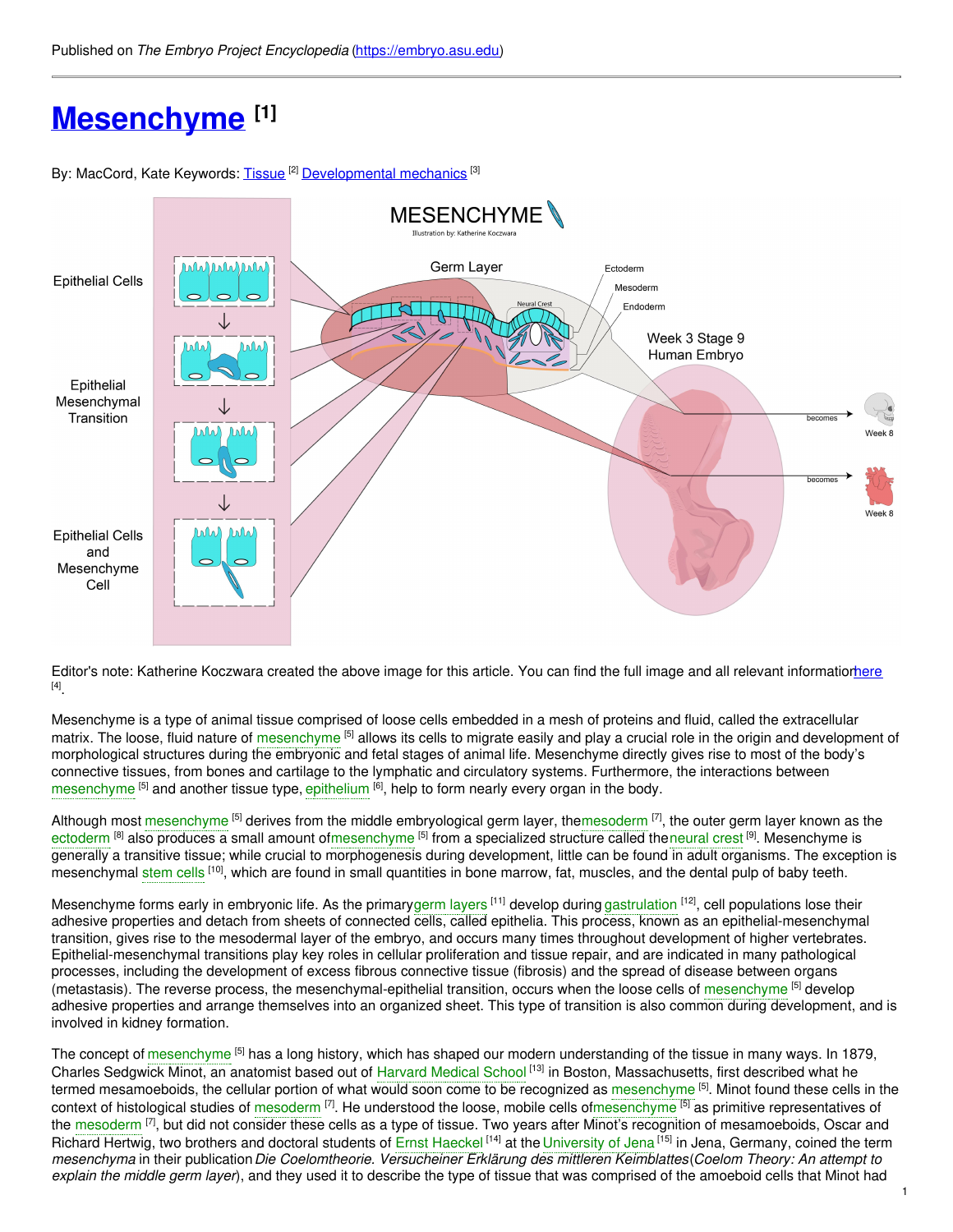Published on *The Embryo Project Encyclopedia* (https://embryo.asu.edu)

# Mesenchyme [1]

By: MacCord, Kate Keywords: Tissue [2] Developmental mechanics [3]

Editor's note: Katherine Koczwara created the above image for this article. You can find the full image and all relevant information here [4].

Mesenchyme is a type of animal tissue comprised of loose cells embedded in a mesh of proteins and fluid, called the extracellular matrix. The loose, fluid nature of mesenchyme [5] allows its cells to migrate easily and play a crucial role in the origin and development of morphological structures during the embryonic and fetal stages of animal life. Mesenchyme directly gives rise to most of the body's connective tissues, from bones and cartilage to the lymphatic and circulatory systems. Furthermore, the interactions between mesenchyme [5] and another tissue type, epithelium [6], help to form nearly every organ in the body.

Although most mesenchyme [5] derives from the middle embryological germ layer, the mesoderm [7], the outer germ layer known as the ectoderm [8] also produces a small amount of mesenchyme [5] from a specialized structure called the neural crest [9]. Mesenchyme is generally a transitive tissue; while crucial to morphogenesis during development, little can be found in adult organisms. The exception is mesenchymal stem cells [10], which are found in small quantities in bone marrow, fat, muscles, and the dental pulp of baby teeth.

Mesenchyme forms early in embryonic life. As the primary germ layers [11] develop during gastrulation [12], cell populations lose their adhesive properties and detach from sheets of connected cells, called epithelia. This process, known as an epithelial-mesenchymal transition, gives rise to the mesodermal layer of the embryo, and occurs many times throughout development of higher vertebrates. Epithelial-mesenchymal transitions play key roles in cellular proliferation and tissue repair, and are indicated in many pathological processes, including the development of excess fibrous connective tissue (fibrosis) and the spread of disease between organs (metastasis). The reverse process, the mesenchymal-epithelial transition, occurs when the loose cells of mesenchyme [5] develop adhesive properties and arrange themselves into an organized sheet. This type of transition is also common during development, and is involved in kidney formation.

The concept of mesenchyme [5] has a long history, which has shaped our modern understanding of the tissue in many ways. In 1879, Charles Sedgwick Minot, an anatomist based out of Harvard Medical School [13] in Boston, Massachusetts, first described what he termed mesamoeboids, the cellular portion of what would soon come to be recognized as mesenchyme [5]. Minot found these cells in the context of histological studies of mesoderm [7]. He understood the loose, mobile cells of mesenchyme [5] as primitive representatives of the mesoderm [7], but did not consider these cells as a type of tissue. Two years after Minot's recognition of mesamoeboids, Oscar and Richard Hertwig, two brothers and doctoral students of Ernst Haeckel [14] at the University of Jena [15] in Jena, Germany, coined the term *mesenchyma* in their publication *Die Coelomtheorie. Versucheiner Erklärung des mittleren Keimblattes* (*Coelom Theory: An attempt to explain the middle germ layer*), and they used it to describe the type of tissue that was comprised of the amoeboid cells that Minot had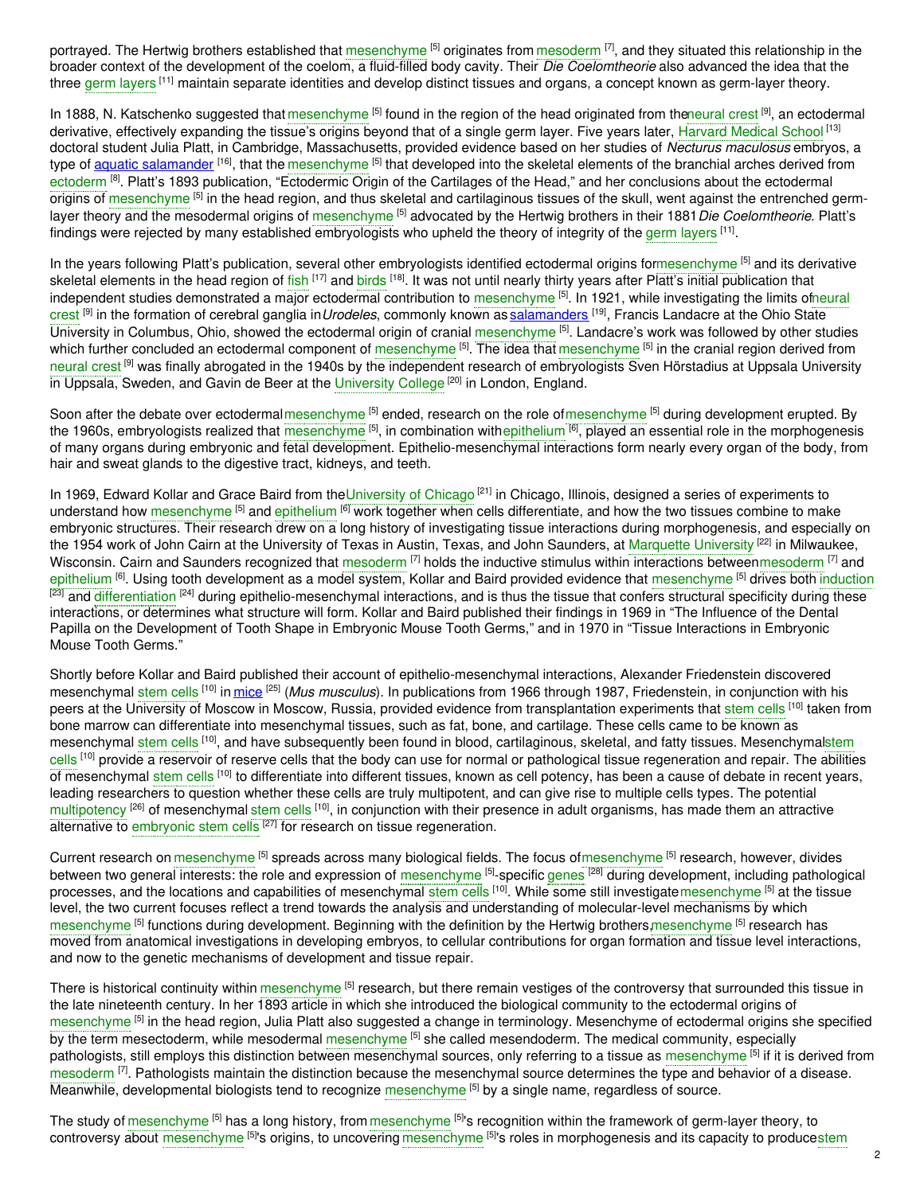portrayed. The Hertwig brothers established that mesenchyme [5] originates from mesoderm [7], and they situated this relationship in the broader context of the development of the coelom, a fluid-filled body cavity. Their *Die Coelomtheorie* also advanced the idea that the three germ layers [11] maintain separate identities and develop distinct tissues and organs, a concept known as germ-layer theory.

In 1888, N. Katschenko suggested that mesenchyme [5] found in the region of the head originated from the neural crest [9], an ectodermal derivative, effectively expanding the tissue's origins beyond that of a single germ layer. Five years later, Harvard Medical School [13] doctoral student Julia Platt, in Cambridge, Massachusetts, provided evidence based on her studies of *Necturus maculosus* embryos, a type of aquatic salamander [16], that the mesenchyme [5] that developed into the skeletal elements of the branchial arches derived from ectoderm [8]. Platt's 1893 publication, "Ectodermic Origin of the Cartilages of the Head," and her conclusions about the ectodermal origins of mesenchyme [5] in the head region, and thus skeletal and cartilaginous tissues of the skull, went against the entrenched germ-layer theory and the mesodermal origins of mesenchyme [5] advocated by the Hertwig brothers in their 1881 *Die Coelomtheorie*. Platt's findings were rejected by many established embryologists who upheld the theory of integrity of the germ layers [11].

In the years following Platt's publication, several other embryologists identified ectodermal origins for mesenchyme [5] and its derivative skeletal elements in the head region of fish [17] and birds [18]. It was not until nearly thirty years after Platt's initial publication that independent studies demonstrated a major ectodermal contribution to mesenchyme [5]. In 1921, while investigating the limits of neural crest [9] in the formation of cerebral ganglia in *Urodeles*, commonly known as salamanders [19], Francis Landacre at the Ohio State University in Columbus, Ohio, showed the ectodermal origin of cranial mesenchyme [5]. Landacre's work was followed by other studies which further concluded an ectodermal component of mesenchyme [5]. The idea that mesenchyme [5] in the cranial region derived from neural crest [9] was finally abrogated in the 1940s by the independent research of embryologists Sven Hörstadius at Uppsala University in Uppsala, Sweden, and Gavin de Beer at the University College [20] in London, England.

Soon after the debate over ectodermal mesenchyme [5] ended, research on the role of mesenchyme [5] during development erupted. By the 1960s, embryologists realized that mesenchyme [5], in combination with epithelium [6], played an essential role in the morphogenesis of many organs during embryonic and fetal development. Epithelio-mesenchymal interactions form nearly every organ of the body, from hair and sweat glands to the digestive tract, kidneys, and teeth.

In 1969, Edward Kollar and Grace Baird from the University of Chicago [21] in Chicago, Illinois, designed a series of experiments to understand how mesenchyme [5] and epithelium [6] work together when cells differentiate, and how the two tissues combine to make embryonic structures. Their research drew on a long history of investigating tissue interactions during morphogenesis, and especially on the 1954 work of John Cairn at the University of Texas in Austin, Texas, and John Saunders, at Marquette University [22] in Milwaukee, Wisconsin. Cairn and Saunders recognized that mesoderm [7] holds the inductive stimulus within interactions between mesoderm [7] and epithelium [6]. Using tooth development as a model system, Kollar and Baird provided evidence that mesenchyme [5] drives both induction [23] and differentiation [24] during epithelio-mesenchymal interactions, and is thus the tissue that confers structural specificity during these interactions, or determines what structure will form. Kollar and Baird published their findings in 1969 in "The Influence of the Dental Papilla on the Development of Tooth Shape in Embryonic Mouse Tooth Germs," and in 1970 in "Tissue Interactions in Embryonic Mouse Tooth Germs."

Shortly before Kollar and Baird published their account of epithelio-mesenchymal interactions, Alexander Friedenstein discovered mesenchymal stem cells [10] in mice [25] (*Mus musculus*). In publications from 1966 through 1987, Friedenstein, in conjunction with his peers at the University of Moscow in Moscow, Russia, provided evidence from transplantation experiments that stem cells [10] taken from bone marrow can differentiate into mesenchymal tissues, such as fat, bone, and cartilage. These cells came to be known as mesenchymal stem cells [10], and have subsequently been found in blood, cartilaginous, skeletal, and fatty tissues. Mesenchymal stem cells [10] provide a reservoir of reserve cells that the body can use for normal or pathological tissue regeneration and repair. The abilities of mesenchymal stem cells [10] to differentiate into different tissues, known as cell potency, has been a cause of debate in recent years, leading researchers to question whether these cells are truly multipotent, and can give rise to multiple cells types. The potential multipotency [26] of mesenchymal stem cells [10], in conjunction with their presence in adult organisms, has made them an attractive alternative to embryonic stem cells [27] for research on tissue regeneration.

Current research on mesenchyme [5] spreads across many biological fields. The focus of mesenchyme [5] research, however, divides between two general interests: the role and expression of mesenchyme [5]-specific genes [28] during development, including pathological processes, and the locations and capabilities of mesenchymal stem cells [10]. While some still investigate mesenchyme [5] at the tissue level, the two current focuses reflect a trend towards the analysis and understanding of molecular-level mechanisms by which mesenchyme [5] functions during development. Beginning with the definition by the Hertwig brothers, mesenchyme [5] research has moved from anatomical investigations in developing embryos, to cellular contributions for organ formation and tissue level interactions, and now to the genetic mechanisms of development and tissue repair.

There is historical continuity within mesenchyme [5] research, but there remain vestiges of the controversy that surrounded this tissue in the late nineteenth century. In her 1893 article in which she introduced the biological community to the ectodermal origins of mesenchyme [5] in the head region, Julia Platt also suggested a change in terminology. Mesenchyme of ectodermal origins she specified by the term mesectoderm, while mesodermal mesenchyme [5] she called mesendoderm. The medical community, especially pathologists, still employs this distinction between mesenchymal sources, only referring to a tissue as mesenchyme [5] if it is derived from mesoderm [7]. Pathologists maintain the distinction because the mesenchymal source determines the type and behavior of a disease. Meanwhile, developmental biologists tend to recognize mesenchyme [5] by a single name, regardless of source.

The study of mesenchyme [5] has a long history, from mesenchyme [5]'s recognition within the framework of germ-layer theory, to controversy about mesenchyme [5]'s origins, to uncovering mesenchyme [5]'s roles in morphogenesis and its capacity to produce stem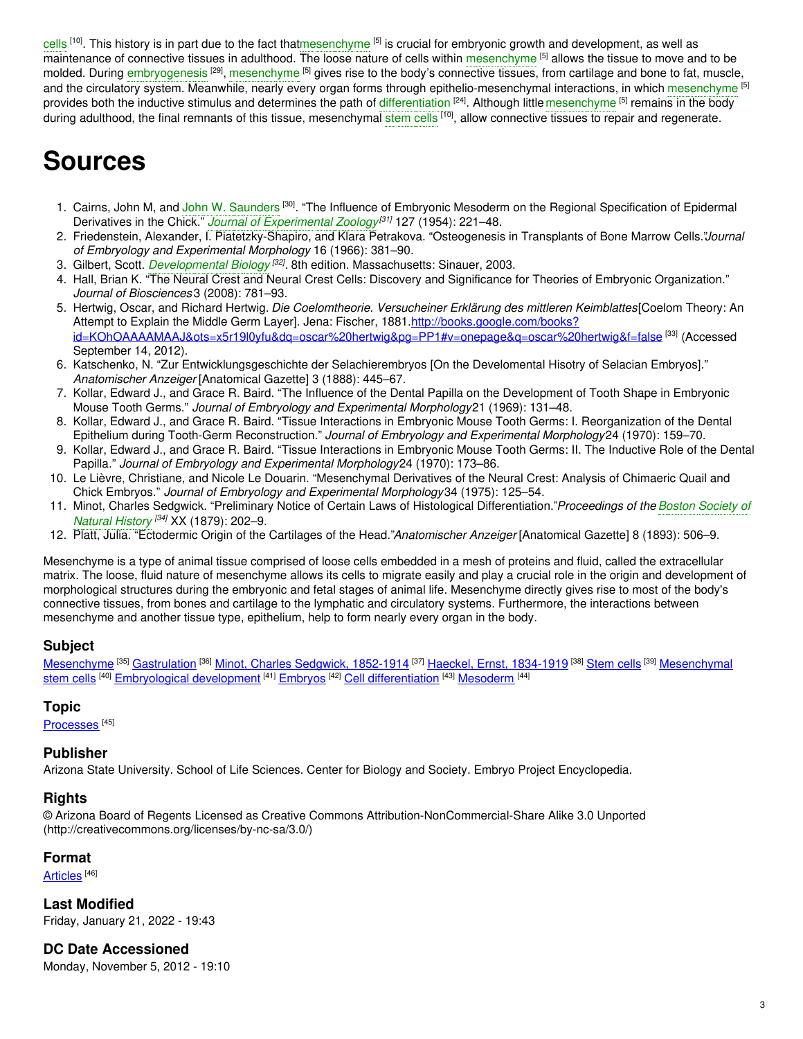cells [10]. This history is in part due to the fact thatmesenchyme [5] is crucial for embryonic growth and development, as well as maintenance of connective tissues in adulthood. The loose nature of cells within mesenchyme [5] allows the tissue to move and to be molded. During embryogenesis [29], mesenchyme [5] gives rise to the body's connective tissues, from cartilage and bone to fat, muscle, and the circulatory system. Meanwhile, nearly every organ forms through epithelio-mesenchymal interactions, in which mesenchyme [5] provides both the inductive stimulus and determines the path of differentiation [24]. Although little mesenchyme [5] remains in the body during adulthood, the final remnants of this tissue, mesenchymal stem cells [10], allow connective tissues to repair and regenerate.

# Sources

1. Cairns, John M, and John W. Saunders [30]. "The Influence of Embryonic Mesoderm on the Regional Specification of Epidermal Derivatives in the Chick." *Journal of Experimental Zoology* [31] 127 (1954): 221–48.
2. Friedenstein, Alexander, I. Piatetzky-Shapiro, and Klara Petrakova. "Osteogenesis in Transplants of Bone Marrow Cells."*Journal of Embryology and Experimental Morphology* 16 (1966): 381–90.
3. Gilbert, Scott. *Developmental Biology* [32]. 8th edition. Massachusetts: Sinauer, 2003.
4. Hall, Brian K. "The Neural Crest and Neural Crest Cells: Discovery and Significance for Theories of Embryonic Organization." *Journal of Biosciences* 3 (2008): 781–93.
5. Hertwig, Oscar, and Richard Hertwig. *Die Coelomtheorie. Versucheiner Erklärung des mittleren Keimblattes*[Coelom Theory: An Attempt to Explain the Middle Germ Layer]. Jena: Fischer, 1881.http://books.google.com/books?id=KOhOAAAAMAAJ&ots=x5r19l0yfu&dq=oscar%20hertwig&pg=PP1#v=onepage&q=oscar%20hertwig&f=false [33] (Accessed September 14, 2012).
6. Katschenko, N. "Zur Entwicklungsgeschichte der Selachierembryos [On the Develomental Hisotry of Selacian Embryos]." *Anatomischer Anzeiger* [Anatomical Gazette] 3 (1888): 445–67.
7. Kollar, Edward J., and Grace R. Baird. "The Influence of the Dental Papilla on the Development of Tooth Shape in Embryonic Mouse Tooth Germs." *Journal of Embryology and Experimental Morphology*21 (1969): 131–48.
8. Kollar, Edward J., and Grace R. Baird. "Tissue Interactions in Embryonic Mouse Tooth Germs: I. Reorganization of the Dental Epithelium during Tooth-Germ Reconstruction." *Journal of Embryology and Experimental Morphology*24 (1970): 159–70.
9. Kollar, Edward J., and Grace R. Baird. "Tissue Interactions in Embryonic Mouse Tooth Germs: II. The Inductive Role of the Dental Papilla." *Journal of Embryology and Experimental Morphology*24 (1970): 173–86.
10. Le Lièvre, Christiane, and Nicole Le Douarin. "Mesenchymal Derivatives of the Neural Crest: Analysis of Chimaeric Quail and Chick Embryos." *Journal of Embryology and Experimental Morphology*34 (1975): 125–54.
11. Minot, Charles Sedgwick. "Preliminary Notice of Certain Laws of Histological Differentiation."*Proceedings of the Boston Society of Natural History* [34] XX (1879): 202–9.
12. Platt, Julia. "Ectodermic Origin of the Cartilages of the Head."*Anatomischer Anzeiger* [Anatomical Gazette] 8 (1893): 506–9.

Mesenchyme is a type of animal tissue comprised of loose cells embedded in a mesh of proteins and fluid, called the extracellular matrix. The loose, fluid nature of mesenchyme allows its cells to migrate easily and play a crucial role in the origin and development of morphological structures during the embryonic and fetal stages of animal life. Mesenchyme directly gives rise to most of the body's connective tissues, from bones and cartilage to the lymphatic and circulatory systems. Furthermore, the interactions between mesenchyme and another tissue type, epithelium, help to form nearly every organ in the body.

### Subject

Mesenchyme [35] Gastrulation [36] Minot, Charles Sedgwick, 1852-1914 [37] Haeckel, Ernst, 1834-1919 [38] Stem cells [39] Mesenchymal stem cells [40] Embryological development [41] Embryos [42] Cell differentiation [43] Mesoderm [44]

### Topic

Processes [45]

### Publisher

Arizona State University. School of Life Sciences. Center for Biology and Society. Embryo Project Encyclopedia.

### Rights

© Arizona Board of Regents Licensed as Creative Commons Attribution-NonCommercial-Share Alike 3.0 Unported (http://creativecommons.org/licenses/by-nc-sa/3.0/)

### Format

Articles [46]

### Last Modified

Friday, January 21, 2022 - 19:43

### DC Date Accessioned

Monday, November 5, 2012 - 19:10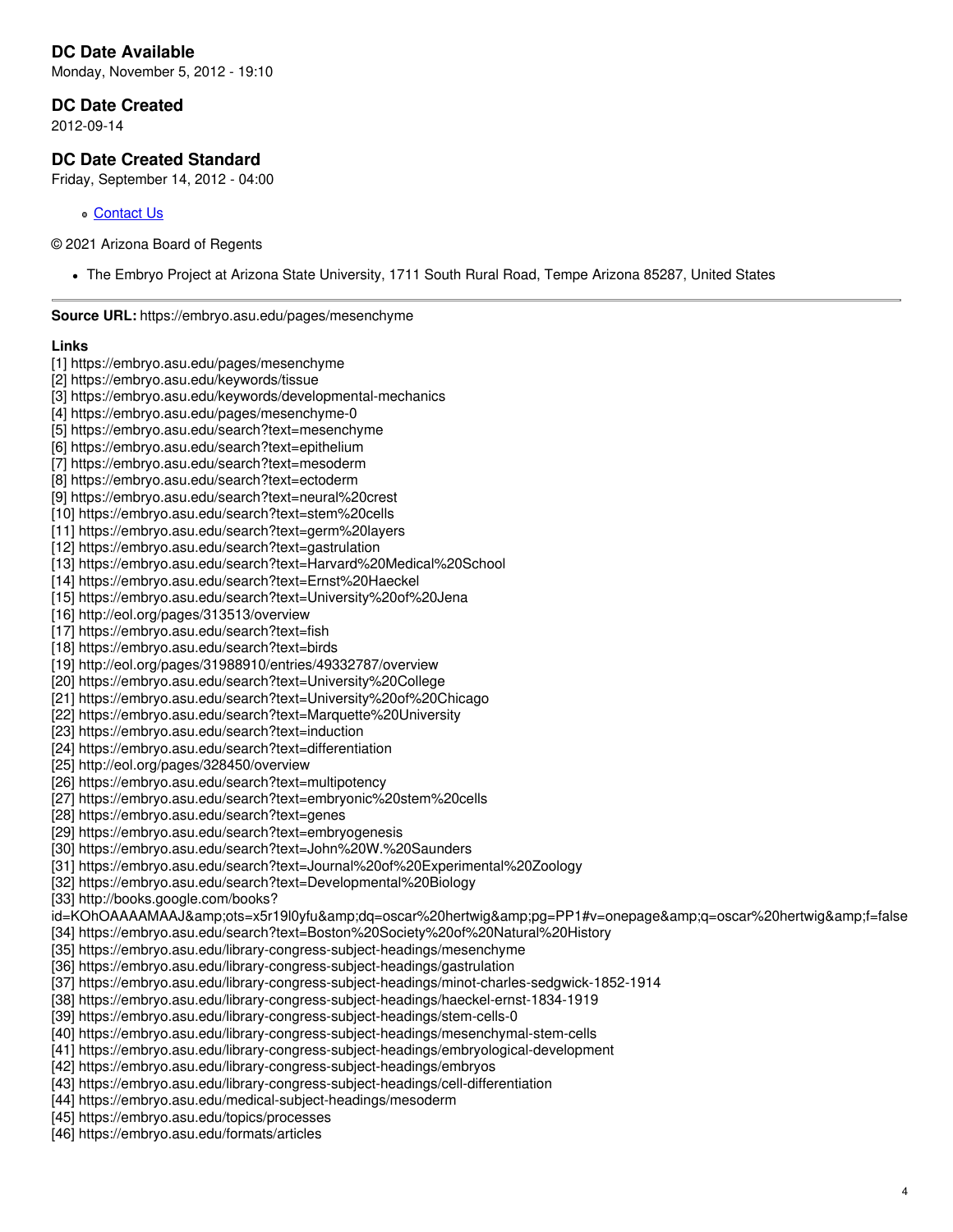### DC Date Available

Monday, November 5, 2012 - 19:10

### DC Date Created

2012-09-14

### DC Date Created Standard

Friday, September 14, 2012 - 04:00

- Contact Us

© 2021 Arizona Board of Regents

- The Embryo Project at Arizona State University, 1711 South Rural Road, Tempe Arizona 85287, United States

---

**Source URL:** https://embryo.asu.edu/pages/mesenchyme

**Links**

[1] https://embryo.asu.edu/pages/mesenchyme
[2] https://embryo.asu.edu/keywords/tissue
[3] https://embryo.asu.edu/keywords/developmental-mechanics
[4] https://embryo.asu.edu/pages/mesenchyme-0
[5] https://embryo.asu.edu/search?text=mesenchyme
[6] https://embryo.asu.edu/search?text=epithelium
[7] https://embryo.asu.edu/search?text=mesoderm
[8] https://embryo.asu.edu/search?text=ectoderm
[9] https://embryo.asu.edu/search?text=neural%20crest
[10] https://embryo.asu.edu/search?text=stem%20cells
[11] https://embryo.asu.edu/search?text=germ%20layers
[12] https://embryo.asu.edu/search?text=gastrulation
[13] https://embryo.asu.edu/search?text=Harvard%20Medical%20School
[14] https://embryo.asu.edu/search?text=Ernst%20Haeckel
[15] https://embryo.asu.edu/search?text=University%20of%20Jena
[16] http://eol.org/pages/313513/overview
[17] https://embryo.asu.edu/search?text=fish
[18] https://embryo.asu.edu/search?text=birds
[19] http://eol.org/pages/31988910/entries/49332787/overview
[20] https://embryo.asu.edu/search?text=University%20College
[21] https://embryo.asu.edu/search?text=University%20of%20Chicago
[22] https://embryo.asu.edu/search?text=Marquette%20University
[23] https://embryo.asu.edu/search?text=induction
[24] https://embryo.asu.edu/search?text=differentiation
[25] http://eol.org/pages/328450/overview
[26] https://embryo.asu.edu/search?text=multipotency
[27] https://embryo.asu.edu/search?text=embryonic%20stem%20cells
[28] https://embryo.asu.edu/search?text=genes
[29] https://embryo.asu.edu/search?text=embryogenesis
[30] https://embryo.asu.edu/search?text=John%20W.%20Saunders
[31] https://embryo.asu.edu/search?text=Journal%20of%20Experimental%20Zoology
[32] https://embryo.asu.edu/search?text=Developmental%20Biology
[33] http://books.google.com/books?id=KOhOAAAAMAAJ&amp;ots=x5r19l0yfu&amp;dq=oscar%20hertwig&amp;pg=PP1#v=onepage&amp;q=oscar%20hertwig&amp;f=false
[34] https://embryo.asu.edu/search?text=Boston%20Society%20of%20Natural%20History
[35] https://embryo.asu.edu/library-congress-subject-headings/mesenchyme
[36] https://embryo.asu.edu/library-congress-subject-headings/gastrulation
[37] https://embryo.asu.edu/library-congress-subject-headings/minot-charles-sedgwick-1852-1914
[38] https://embryo.asu.edu/library-congress-subject-headings/haeckel-ernst-1834-1919
[39] https://embryo.asu.edu/library-congress-subject-headings/stem-cells-0
[40] https://embryo.asu.edu/library-congress-subject-headings/mesenchymal-stem-cells
[41] https://embryo.asu.edu/library-congress-subject-headings/embryological-development
[42] https://embryo.asu.edu/library-congress-subject-headings/embryos
[43] https://embryo.asu.edu/library-congress-subject-headings/cell-differentiation
[44] https://embryo.asu.edu/medical-subject-headings/mesoderm
[45] https://embryo.asu.edu/topics/processes
[46] https://embryo.asu.edu/formats/articles